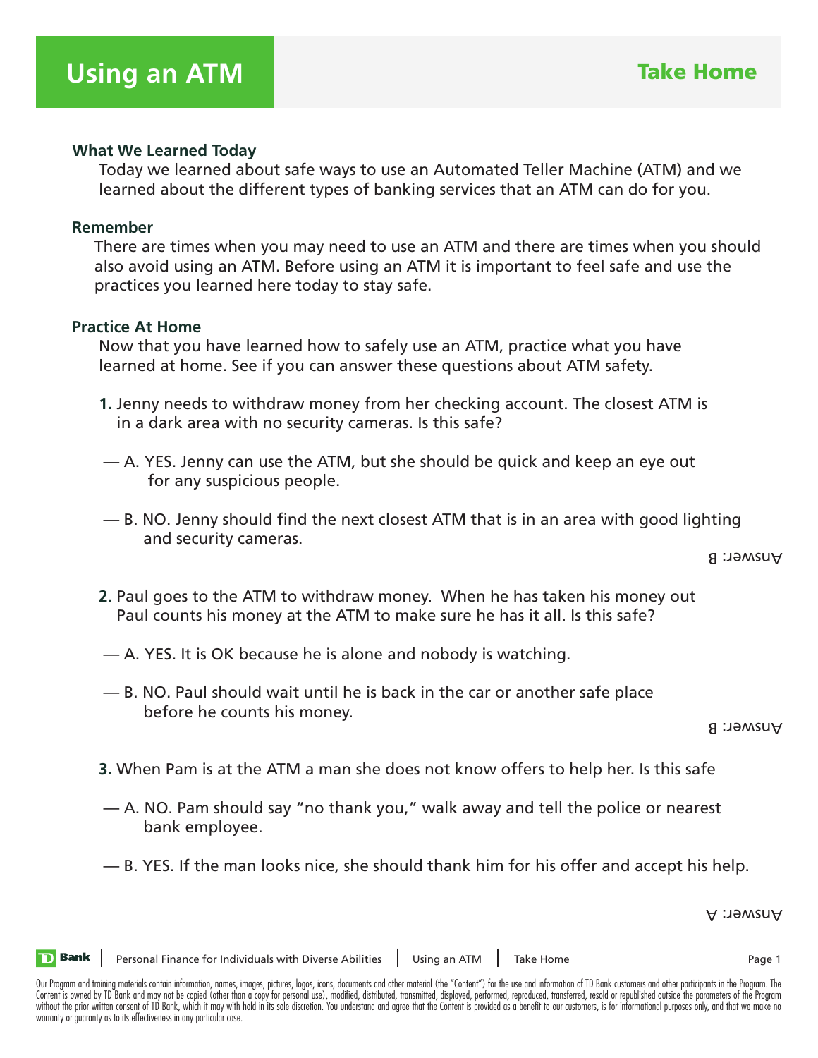# Using an ATM

## Take Home

### What We Learned Today

Today we learned about safe ways to use an Automated Teller Machine (ATM) and we learned about the different types of banking services that an ATM can do for you.

### Remember

There are times when you may need to use an ATM and there are times when you should also avoid using an ATM. Before using an ATM it is important to feel safe and use the practices you learned here today to stay safe.

### Practice At Home

Now that you have learned how to safely use an ATM, practice what you have learned at home. See if you can answer these questions about ATM safety.

**1.** Jenny needs to withdraw money from her checking account. The closest ATM is in a dark area with no security cameras. Is this safe?

— A. YES. Jenny can use the ATM, but she should be quick and keep an eye out for any suspicious people.

— B. NO. Jenny should find the next closest ATM that is in an area with good lighting and security cameras.

Answer: B

**2.** Paul goes to the ATM to withdraw money. When he has taken his money out Paul counts his money at the ATM to make sure he has it all. Is this safe?

— A. YES. It is OK because he is alone and nobody is watching.

— B. NO. Paul should wait until he is back in the car or another safe place before he counts his money.

Answer: B

**3.** When Pam is at the ATM a man she does not know offers to help her. Is this safe

— A. NO. Pam should say "no thank you," walk away and tell the police or nearest bank employee.

— B. YES. If the man looks nice, she should thank him for his offer and accept his help.

Answer: A

Our Program and training materials contain information, names, images, pictures, logos, icons, documents and other material (the "Content") for the use and information of TD Bank customers and other participants in the Program. The Content is owned by TD Bank and may not be copied (other than a copy for personal use), modified, distributed, transmitted, displayed, performed, reproduced, transferred, resold or republished outside the parameters of the Program without the prior written consent of TD Bank, which it may with hold in its sole discretion. You understand and agree that the Content is provided as a benefit to our customers, is for informational purposes only, and that we make no warranty or guaranty as to its effectiveness in any particular case.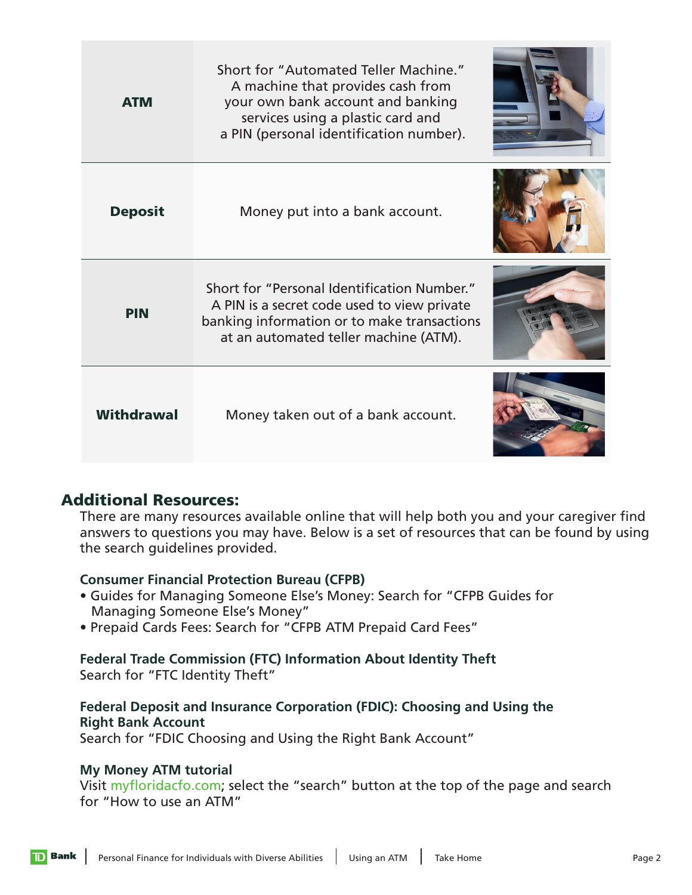| | |
|---|---|
| **ATM** | Short for "Automated Teller Machine." A machine that provides cash from your own bank account and banking services using a plastic card and a PIN (personal identification number). |
| **Deposit** | Money put into a bank account. |
| **PIN** | Short for "Personal Identification Number." A PIN is a secret code used to view private banking information or to make transactions at an automated teller machine (ATM). |
| **Withdrawal** | Money taken out of a bank account. |

## Additional Resources:

There are many resources available online that will help both you and your caregiver find answers to questions you may have. Below is a set of resources that can be found by using the search guidelines provided.

**Consumer Financial Protection Bureau (CFPB)**

- Guides for Managing Someone Else's Money: Search for "CFPB Guides for Managing Someone Else's Money"
- Prepaid Cards Fees: Search for "CFPB ATM Prepaid Card Fees"

**Federal Trade Commission (FTC) Information About Identity Theft**

Search for "FTC Identity Theft"

**Federal Deposit and Insurance Corporation (FDIC): Choosing and Using the Right Bank Account**

Search for "FDIC Choosing and Using the Right Bank Account"

**My Money ATM tutorial**

Visit myfloridacfo.com; select the "search" button at the top of the page and search for "How to use an ATM"